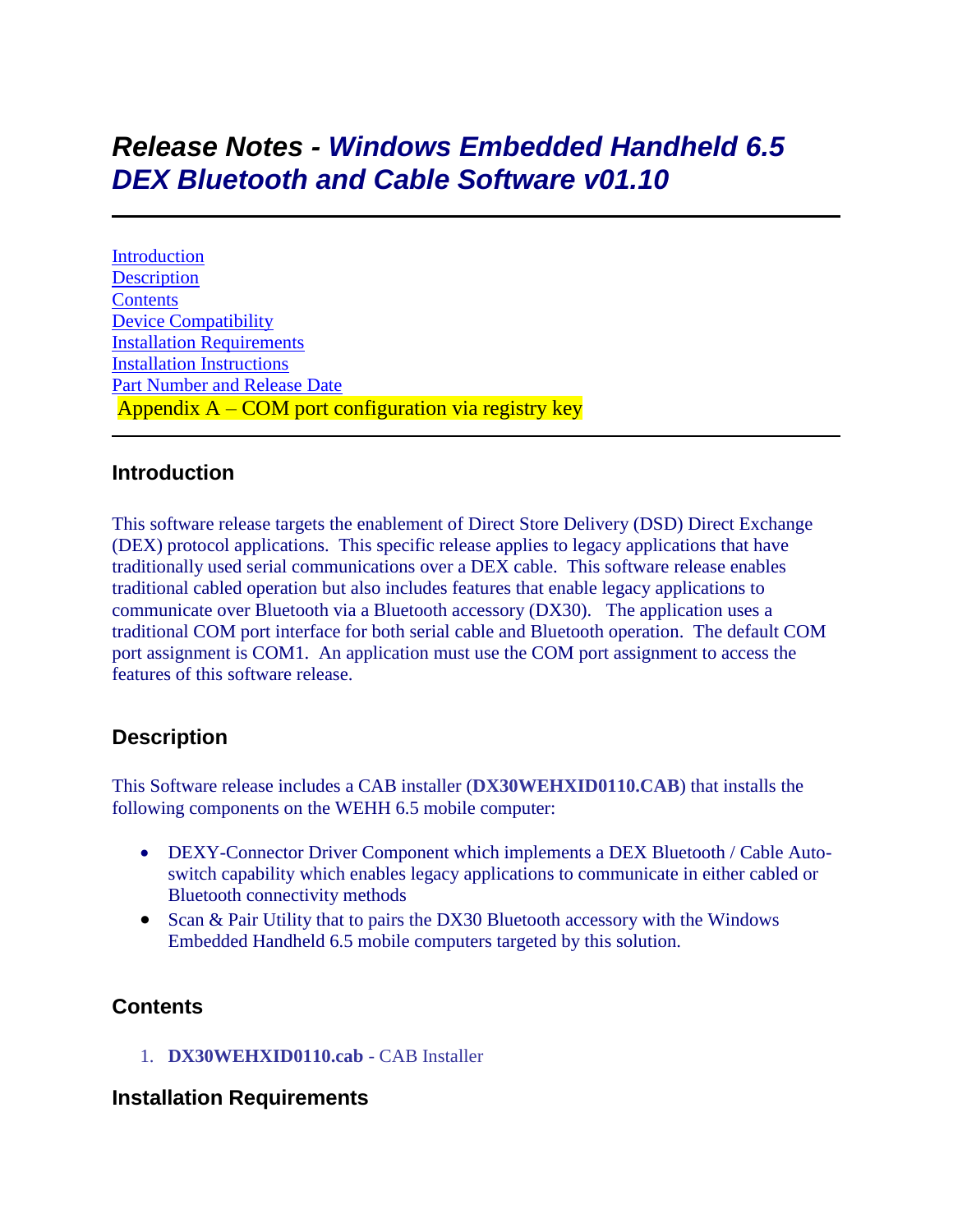# *Release Notes - Windows Embedded Handheld 6.5 DEX Bluetooth and Cable Software v01.10*

---

Introduction
Description
Contents
Device Compatibility
Installation Requirements
Installation Instructions
Part Number and Release Date
Appendix A – COM port configuration via registry key

---

## Introduction

This software release targets the enablement of Direct Store Delivery (DSD) Direct Exchange (DEX) protocol applications. This specific release applies to legacy applications that have traditionally used serial communications over a DEX cable. This software release enables traditional cabled operation but also includes features that enable legacy applications to communicate over Bluetooth via a Bluetooth accessory (DX30). The application uses a traditional COM port interface for both serial cable and Bluetooth operation. The default COM port assignment is COM1. An application must use the COM port assignment to access the features of this software release.

## Description

This Software release includes a CAB installer (**DX30WEHXID0110.CAB**) that installs the following components on the WEHH 6.5 mobile computer:

- DEXY-Connector Driver Component which implements a DEX Bluetooth / Cable Auto-switch capability which enables legacy applications to communicate in either cabled or Bluetooth connectivity methods
- Scan & Pair Utility that to pairs the DX30 Bluetooth accessory with the Windows Embedded Handheld 6.5 mobile computers targeted by this solution.

## Contents

1. **DX30WEHXID0110.cab** - CAB Installer

## Installation Requirements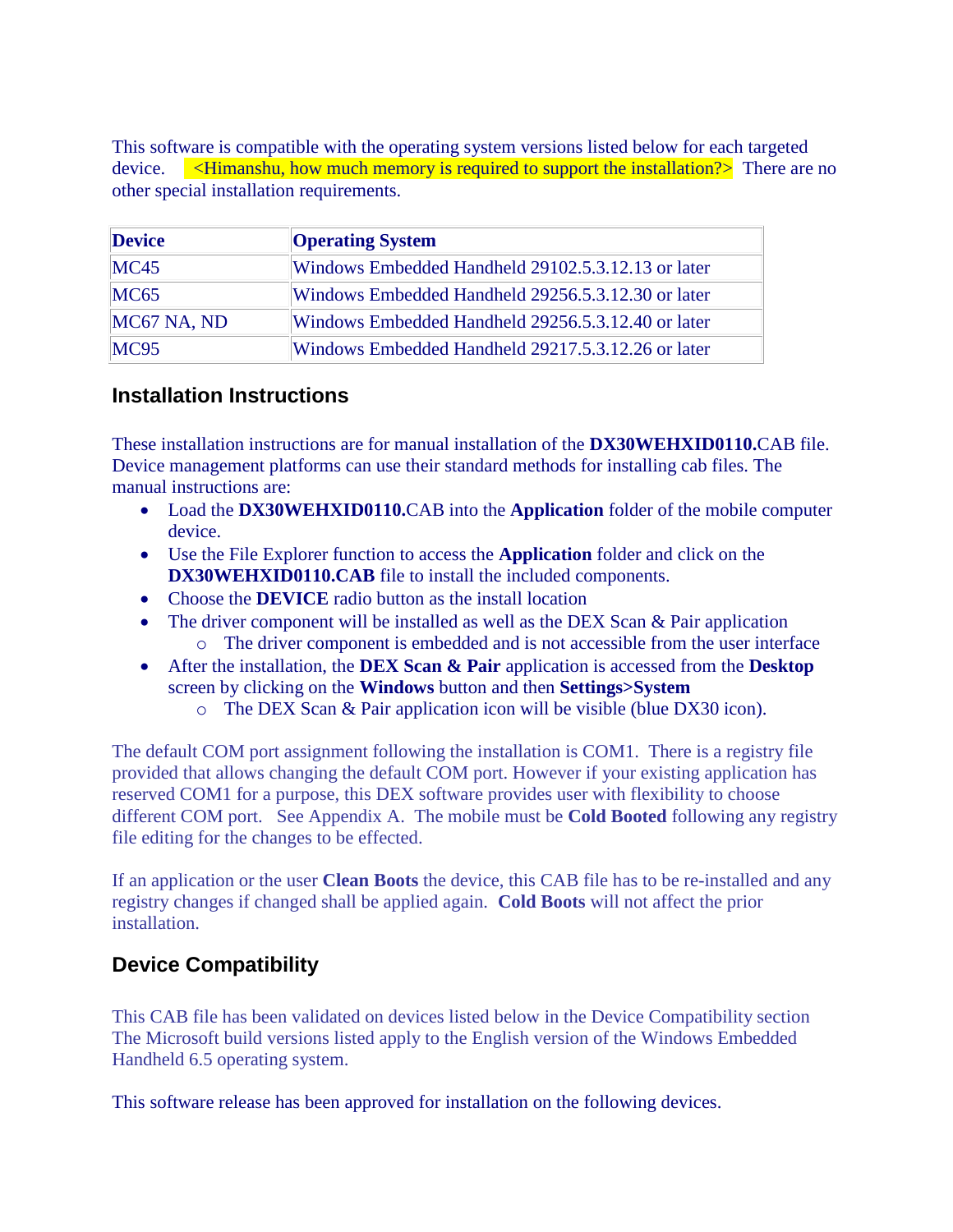This software is compatible with the operating system versions listed below for each targeted device. <Himanshu, how much memory is required to support the installation?> There are no other special installation requirements.

| Device | Operating System |
| --- | --- |
| MC45 | Windows Embedded Handheld 29102.5.3.12.13 or later |
| MC65 | Windows Embedded Handheld 29256.5.3.12.30 or later |
| MC67 NA, ND | Windows Embedded Handheld 29256.5.3.12.40 or later |
| MC95 | Windows Embedded Handheld 29217.5.3.12.26 or later |

## Installation Instructions

These installation instructions are for manual installation of the **DX30WEHXID0110.**CAB file. Device management platforms can use their standard methods for installing cab files. The manual instructions are:

- Load the **DX30WEHXID0110.**CAB into the **Application** folder of the mobile computer device.
- Use the File Explorer function to access the **Application** folder and click on the **DX30WEHXID0110.CAB** file to install the included components.
- Choose the **DEVICE** radio button as the install location
- The driver component will be installed as well as the DEX Scan & Pair application
  - The driver component is embedded and is not accessible from the user interface
- After the installation, the **DEX Scan & Pair** application is accessed from the **Desktop** screen by clicking on the **Windows** button and then **Settings>System**
  - The DEX Scan & Pair application icon will be visible (blue DX30 icon).

The default COM port assignment following the installation is COM1. There is a registry file provided that allows changing the default COM port. However if your existing application has reserved COM1 for a purpose, this DEX software provides user with flexibility to choose different COM port. See Appendix A. The mobile must be **Cold Booted** following any registry file editing for the changes to be effected.

If an application or the user **Clean Boots** the device, this CAB file has to be re-installed and any registry changes if changed shall be applied again. **Cold Boots** will not affect the prior installation.

## Device Compatibility

This CAB file has been validated on devices listed below in the Device Compatibility section The Microsoft build versions listed apply to the English version of the Windows Embedded Handheld 6.5 operating system.

This software release has been approved for installation on the following devices.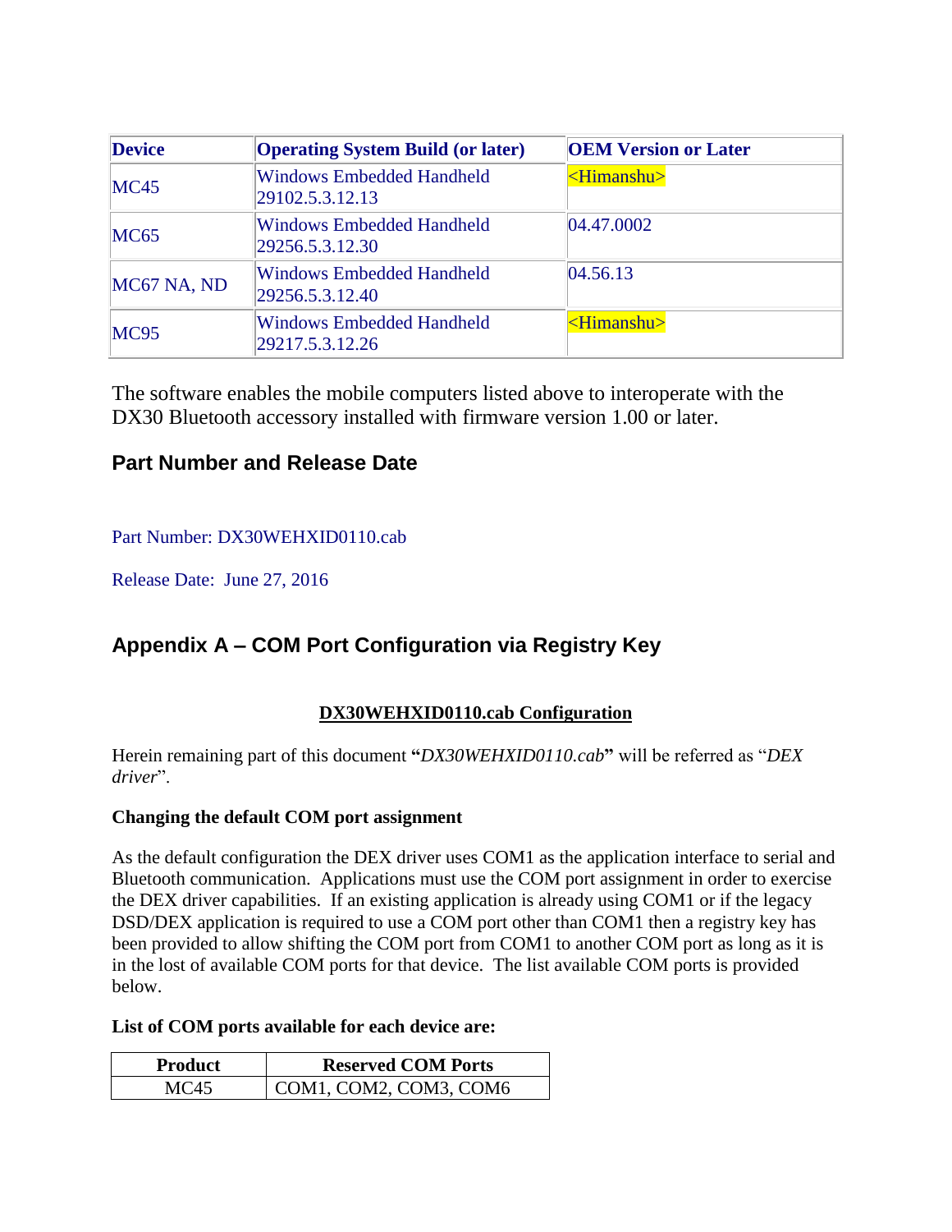| Device | Operating System Build (or later) | OEM Version or Later |
| --- | --- | --- |
| MC45 | Windows Embedded Handheld 29102.5.3.12.13 | <Himanshu> |
| MC65 | Windows Embedded Handheld 29256.5.3.12.30 | 04.47.0002 |
| MC67 NA, ND | Windows Embedded Handheld 29256.5.3.12.40 | 04.56.13 |
| MC95 | Windows Embedded Handheld 29217.5.3.12.26 | <Himanshu> |

The software enables the mobile computers listed above to interoperate with the DX30 Bluetooth accessory installed with firmware version 1.00 or later.

## Part Number and Release Date

Part Number: DX30WEHXID0110.cab

Release Date: June 27, 2016

## Appendix A – COM Port Configuration via Registry Key

**DX30WEHXID0110.cab Configuration**

Herein remaining part of this document **"*DX30WEHXID0110.cab*"** will be referred as "*DEX driver*".

**Changing the default COM port assignment**

As the default configuration the DEX driver uses COM1 as the application interface to serial and Bluetooth communication. Applications must use the COM port assignment in order to exercise the DEX driver capabilities. If an existing application is already using COM1 or if the legacy DSD/DEX application is required to use a COM port other than COM1 then a registry key has been provided to allow shifting the COM port from COM1 to another COM port as long as it is in the lost of available COM ports for that device. The list available COM ports is provided below.

**List of COM ports available for each device are:**

| Product | Reserved COM Ports |
| --- | --- |
| MC45 | COM1, COM2, COM3, COM6 |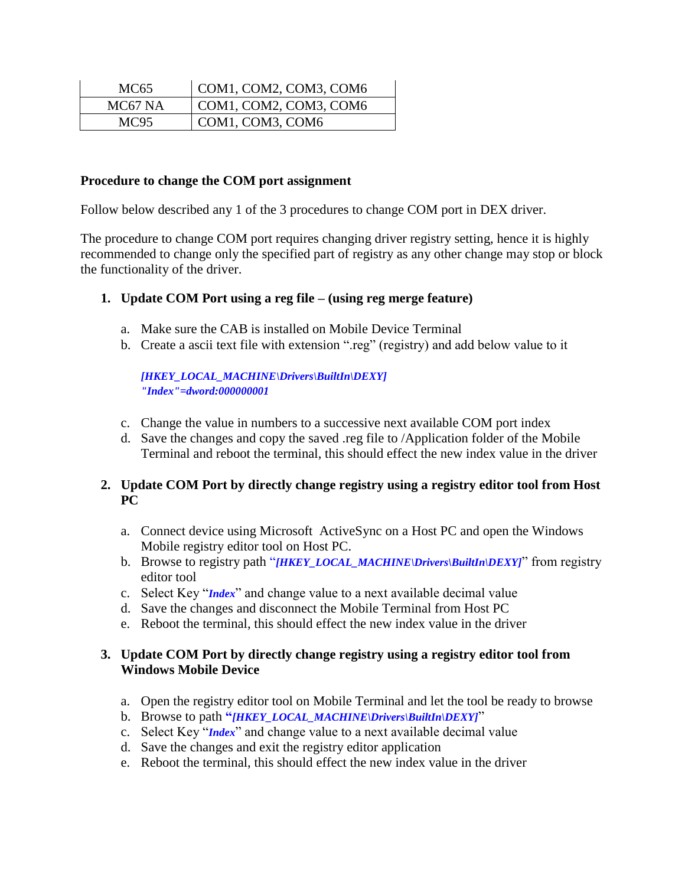| | |
|---|---|
| MC65 | COM1, COM2, COM3, COM6 |
| MC67 NA | COM1, COM2, COM3, COM6 |
| MC95 | COM1, COM3, COM6 |

**Procedure to change the COM port assignment**

Follow below described any 1 of the 3 procedures to change COM port in DEX driver.

The procedure to change COM port requires changing driver registry setting, hence it is highly recommended to change only the specified part of registry as any other change may stop or block the functionality of the driver.

1. **Update COM Port using a reg file – (using reg merge feature)**

   a. Make sure the CAB is installed on Mobile Device Terminal
   b. Create a ascii text file with extension ".reg" (registry) and add below value to it

      ***[HKEY_LOCAL_MACHINE\Drivers\BuiltIn\DEXY]***
      ***"Index"=dword:000000001***

   c. Change the value in numbers to a successive next available COM port index
   d. Save the changes and copy the saved .reg file to /Application folder of the Mobile Terminal and reboot the terminal, this should effect the new index value in the driver

2. **Update COM Port by directly change registry using a registry editor tool from Host PC**

   a. Connect device using Microsoft ActiveSync on a Host PC and open the Windows Mobile registry editor tool on Host PC.
   b. Browse to registry path "***[HKEY_LOCAL_MACHINE\Drivers\BuiltIn\DEXY]***" from registry editor tool
   c. Select Key "***Index***" and change value to a next available decimal value
   d. Save the changes and disconnect the Mobile Terminal from Host PC
   e. Reboot the terminal, this should effect the new index value in the driver

3. **Update COM Port by directly change registry using a registry editor tool from Windows Mobile Device**

   a. Open the registry editor tool on Mobile Terminal and let the tool be ready to browse
   b. Browse to path **"*[HKEY_LOCAL_MACHINE\Drivers\BuiltIn\DEXY]*"**
   c. Select Key "***Index***" and change value to a next available decimal value
   d. Save the changes and exit the registry editor application
   e. Reboot the terminal, this should effect the new index value in the driver